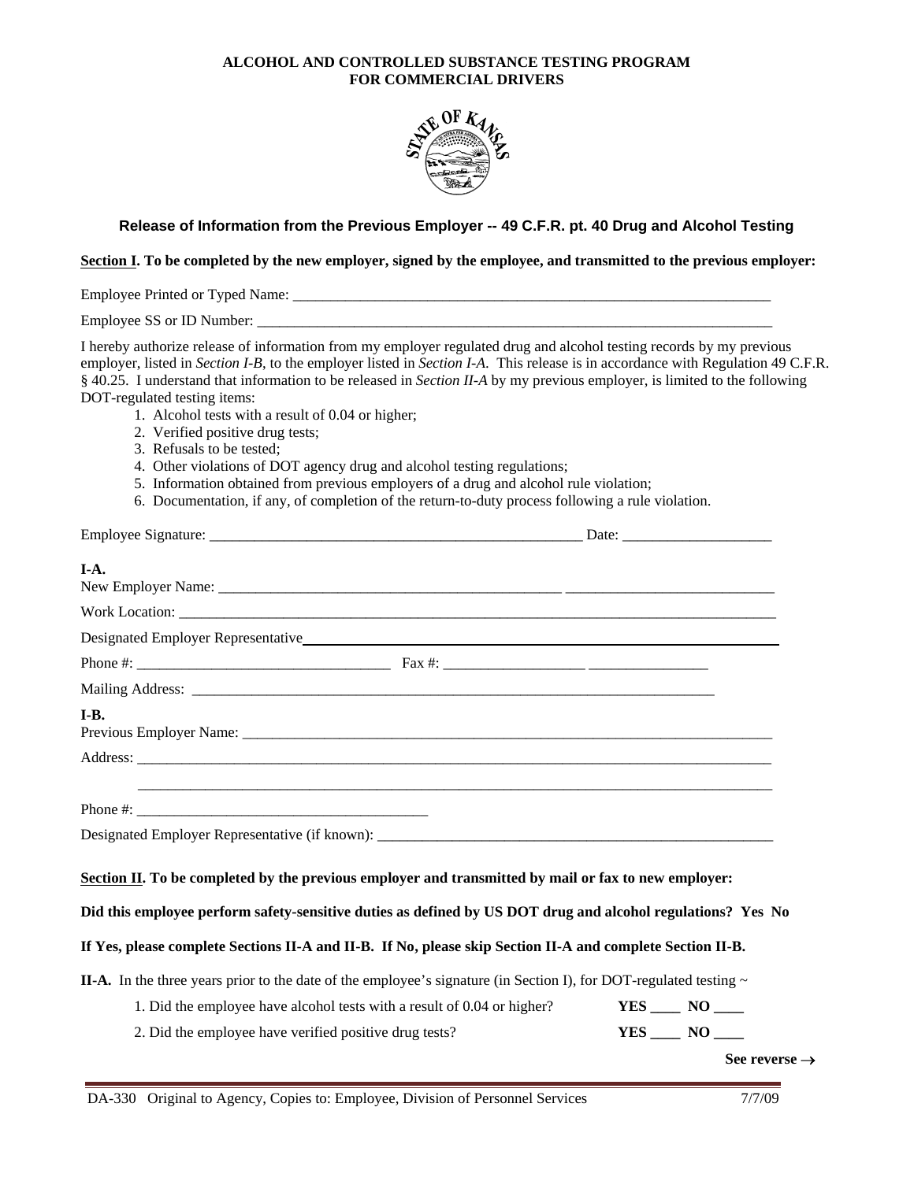**ALCOHOL AND CONTROLLED SUBSTANCE TESTING PROGRAM**
**FOR COMMERCIAL DRIVERS**

### Release of Information from the Previous Employer -- 49 C.F.R. pt. 40 Drug and Alcohol Testing

**Section I. To be completed by the new employer, signed by the employee, and transmitted to the previous employer:**

Employee Printed or Typed Name: ____________________________________________________________________

Employee SS or ID Number: _________________________________________________________________________

I hereby authorize release of information from my employer regulated drug and alcohol testing records by my previous employer, listed in *Section I-B*, to the employer listed in *Section I-A*. This release is in accordance with Regulation 49 C.F.R. § 40.25. I understand that information to be released in *Section II-A* by my previous employer, is limited to the following DOT-regulated testing items:

1. Alcohol tests with a result of 0.04 or higher;
2. Verified positive drug tests;
3. Refusals to be tested;
4. Other violations of DOT agency drug and alcohol testing regulations;
5. Information obtained from previous employers of a drug and alcohol rule violation;
6. Documentation, if any, of completion of the return-to-duty process following a rule violation.

Employee Signature: ____________________________________________________ Date: ____________________

**I-A.**

New Employer Name: ________________________________________________ ____________________________

Work Location: _____________________________________________________________________________________

Designated Employer Representative__________________________________________________________________

Phone #: __________________________________ Fax #: ___________________ ________________

Mailing Address: ____________________________________________________________________________

**I-B.**

Previous Employer Name: ____________________________________________________________________________

Address: ___________________________________________________________________________________________

___________________________________________________________________________________________

Phone #: _______________________________________

Designated Employer Representative (if known): ________________________________________________________

**Section II. To be completed by the previous employer and transmitted by mail or fax to new employer:**

**Did this employee perform safety-sensitive duties as defined by US DOT drug and alcohol regulations? Yes No**

**If Yes, please complete Sections II-A and II-B. If No, please skip Section II-A and complete Section II-B.**

**II-A.** In the three years prior to the date of the employee's signature (in Section I), for DOT-regulated testing ~

1. Did the employee have alcohol tests with a result of 0.04 or higher? **YES ____ NO ____**
2. Did the employee have verified positive drug tests? **YES ____ NO ____**

**See reverse →**

DA-330 Original to Agency, Copies to: Employee, Division of Personnel Services 7/7/09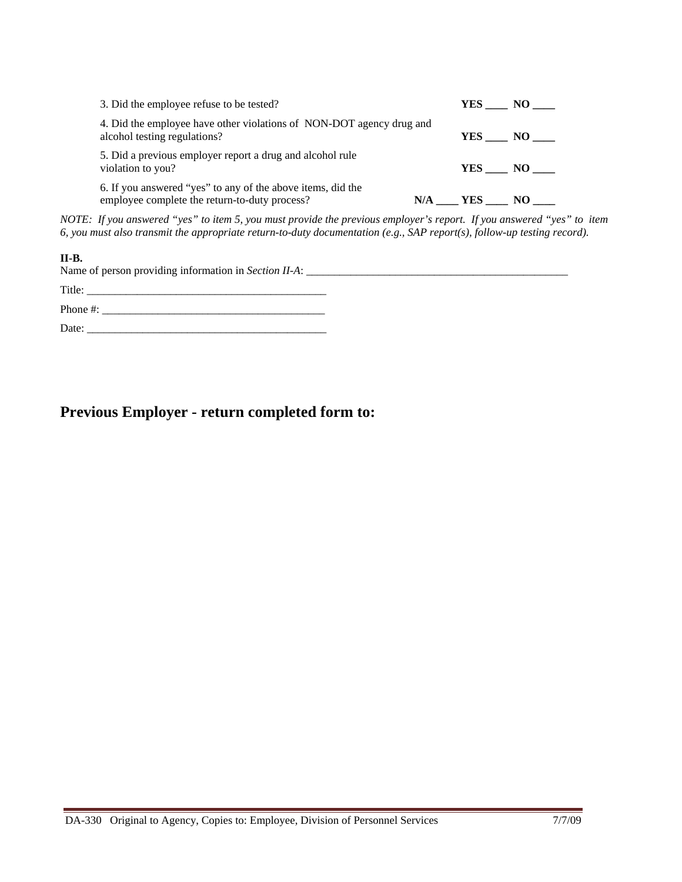3. Did the employee refuse to be tested? **YES ____ NO ____**

4. Did the employee have other violations of NON-DOT agency drug and alcohol testing regulations? **YES ____ NO ____**

5. Did a previous employer report a drug and alcohol rule violation to you? **YES ____ NO ____**

6. If you answered "yes" to any of the above items, did the employee complete the return-to-duty process? **N/A ____ YES ____ NO ____**

*NOTE: If you answered "yes" to item 5, you must provide the previous employer's report. If you answered "yes" to item 6, you must also transmit the appropriate return-to-duty documentation (e.g., SAP report(s), follow-up testing record).*

**II-B.**

Name of person providing information in *Section II-A*: ________________________________________________

Title: ____________________________________________

Phone #: _________________________________________

Date: ____________________________________________

## Previous Employer - return completed form to:

DA-330 Original to Agency, Copies to: Employee, Division of Personnel Services 7/7/09